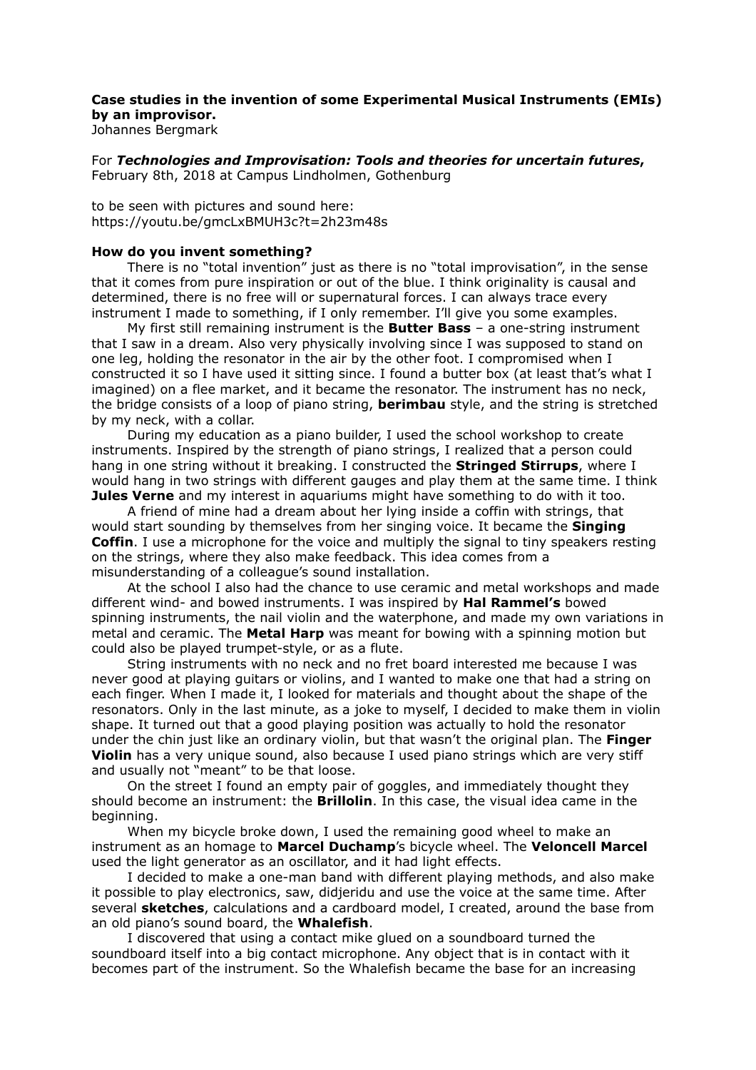**Case studies in the invention of some Experimental Musical Instruments (EMIs) by an improvisor.**
Johannes Bergmark

For ***Technologies and Improvisation: Tools and theories for uncertain futures***, February 8th, 2018 at Campus Lindholmen, Gothenburg

to be seen with pictures and sound here:
https://youtu.be/gmcLxBMUH3c?t=2h23m48s

**How do you invent something?**

There is no "total invention" just as there is no "total improvisation", in the sense that it comes from pure inspiration or out of the blue. I think originality is causal and determined, there is no free will or supernatural forces. I can always trace every instrument I made to something, if I only remember. I'll give you some examples.

My first still remaining instrument is the **Butter Bass** – a one-string instrument that I saw in a dream. Also very physically involving since I was supposed to stand on one leg, holding the resonator in the air by the other foot. I compromised when I constructed it so I have used it sitting since. I found a butter box (at least that's what I imagined) on a flee market, and it became the resonator. The instrument has no neck, the bridge consists of a loop of piano string, **berimbau** style, and the string is stretched by my neck, with a collar.

During my education as a piano builder, I used the school workshop to create instruments. Inspired by the strength of piano strings, I realized that a person could hang in one string without it breaking. I constructed the **Stringed Stirrups**, where I would hang in two strings with different gauges and play them at the same time. I think **Jules Verne** and my interest in aquariums might have something to do with it too.

A friend of mine had a dream about her lying inside a coffin with strings, that would start sounding by themselves from her singing voice. It became the **Singing Coffin**. I use a microphone for the voice and multiply the signal to tiny speakers resting on the strings, where they also make feedback. This idea comes from a misunderstanding of a colleague's sound installation.

At the school I also had the chance to use ceramic and metal workshops and made different wind- and bowed instruments. I was inspired by **Hal Rammel's** bowed spinning instruments, the nail violin and the waterphone, and made my own variations in metal and ceramic. The **Metal Harp** was meant for bowing with a spinning motion but could also be played trumpet-style, or as a flute.

String instruments with no neck and no fret board interested me because I was never good at playing guitars or violins, and I wanted to make one that had a string on each finger. When I made it, I looked for materials and thought about the shape of the resonators. Only in the last minute, as a joke to myself, I decided to make them in violin shape. It turned out that a good playing position was actually to hold the resonator under the chin just like an ordinary violin, but that wasn't the original plan. The **Finger Violin** has a very unique sound, also because I used piano strings which are very stiff and usually not "meant" to be that loose.

On the street I found an empty pair of goggles, and immediately thought they should become an instrument: the **Brillolin**. In this case, the visual idea came in the beginning.

When my bicycle broke down, I used the remaining good wheel to make an instrument as an homage to **Marcel Duchamp**'s bicycle wheel. The **Veloncell Marcel** used the light generator as an oscillator, and it had light effects.

I decided to make a one-man band with different playing methods, and also make it possible to play electronics, saw, didjeridu and use the voice at the same time. After several **sketches**, calculations and a cardboard model, I created, around the base from an old piano's sound board, the **Whalefish**.

I discovered that using a contact mike glued on a soundboard turned the soundboard itself into a big contact microphone. Any object that is in contact with it becomes part of the instrument. So the Whalefish became the base for an increasing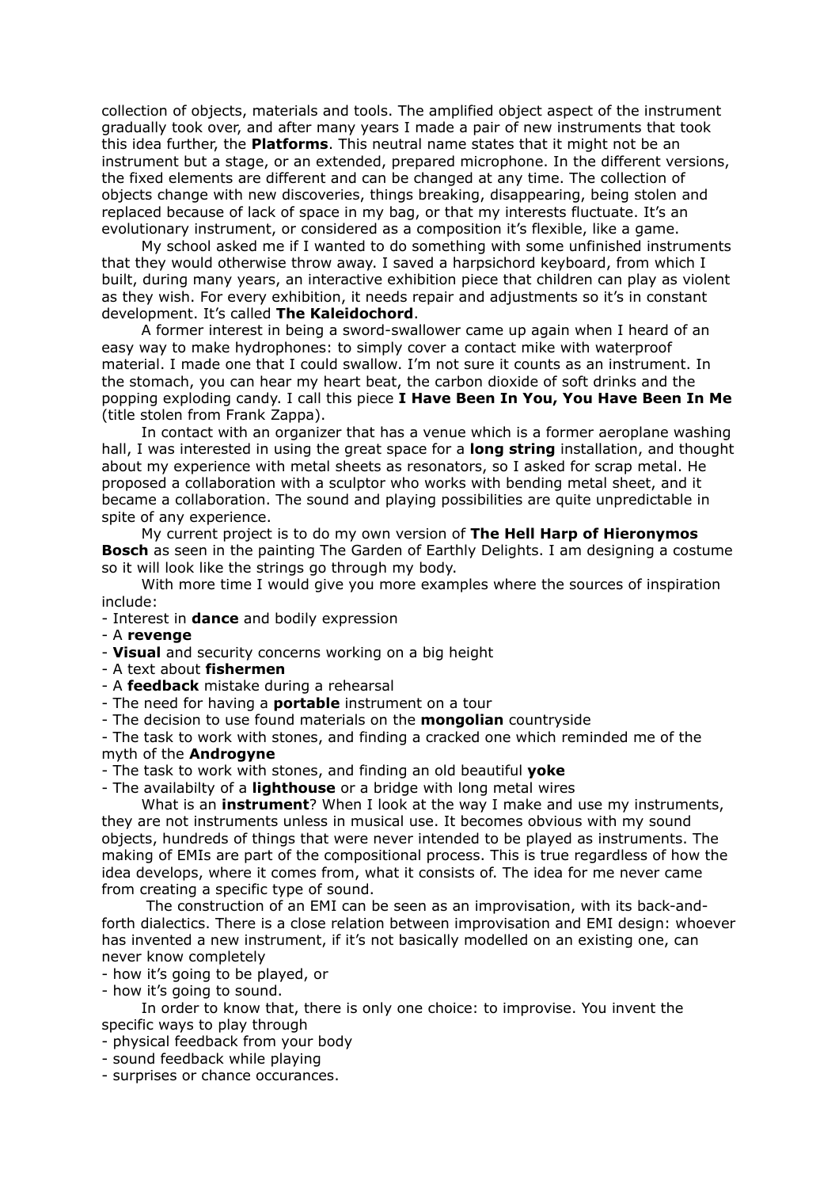collection of objects, materials and tools. The amplified object aspect of the instrument gradually took over, and after many years I made a pair of new instruments that took this idea further, the **Platforms**. This neutral name states that it might not be an instrument but a stage, or an extended, prepared microphone. In the different versions, the fixed elements are different and can be changed at any time. The collection of objects change with new discoveries, things breaking, disappearing, being stolen and replaced because of lack of space in my bag, or that my interests fluctuate. It's an evolutionary instrument, or considered as a composition it's flexible, like a game.

My school asked me if I wanted to do something with some unfinished instruments that they would otherwise throw away. I saved a harpsichord keyboard, from which I built, during many years, an interactive exhibition piece that children can play as violent as they wish. For every exhibition, it needs repair and adjustments so it's in constant development. It's called **The Kaleidochord**.

A former interest in being a sword-swallower came up again when I heard of an easy way to make hydrophones: to simply cover a contact mike with waterproof material. I made one that I could swallow. I'm not sure it counts as an instrument. In the stomach, you can hear my heart beat, the carbon dioxide of soft drinks and the popping exploding candy. I call this piece **I Have Been In You, You Have Been In Me** (title stolen from Frank Zappa).

In contact with an organizer that has a venue which is a former aeroplane washing hall, I was interested in using the great space for a **long string** installation, and thought about my experience with metal sheets as resonators, so I asked for scrap metal. He proposed a collaboration with a sculptor who works with bending metal sheet, and it became a collaboration. The sound and playing possibilities are quite unpredictable in spite of any experience.

My current project is to do my own version of **The Hell Harp of Hieronymos Bosch** as seen in the painting The Garden of Earthly Delights. I am designing a costume so it will look like the strings go through my body.

With more time I would give you more examples where the sources of inspiration include:

- Interest in **dance** and bodily expression
- A **revenge**
- **Visual** and security concerns working on a big height
- A text about **fishermen**
- A **feedback** mistake during a rehearsal
- The need for having a **portable** instrument on a tour
- The decision to use found materials on the **mongolian** countryside
- The task to work with stones, and finding a cracked one which reminded me of the myth of the **Androgyne**
- The task to work with stones, and finding an old beautiful **yoke**
- The availabilty of a **lighthouse** or a bridge with long metal wires

What is an **instrument**? When I look at the way I make and use my instruments, they are not instruments unless in musical use. It becomes obvious with my sound objects, hundreds of things that were never intended to be played as instruments. The making of EMIs are part of the compositional process. This is true regardless of how the idea develops, where it comes from, what it consists of. The idea for me never came from creating a specific type of sound.

The construction of an EMI can be seen as an improvisation, with its back-and-forth dialectics. There is a close relation between improvisation and EMI design: whoever has invented a new instrument, if it's not basically modelled on an existing one, can never know completely

- how it's going to be played, or
- how it's going to sound.

In order to know that, there is only one choice: to improvise. You invent the specific ways to play through

- physical feedback from your body
- sound feedback while playing
- surprises or chance occurances.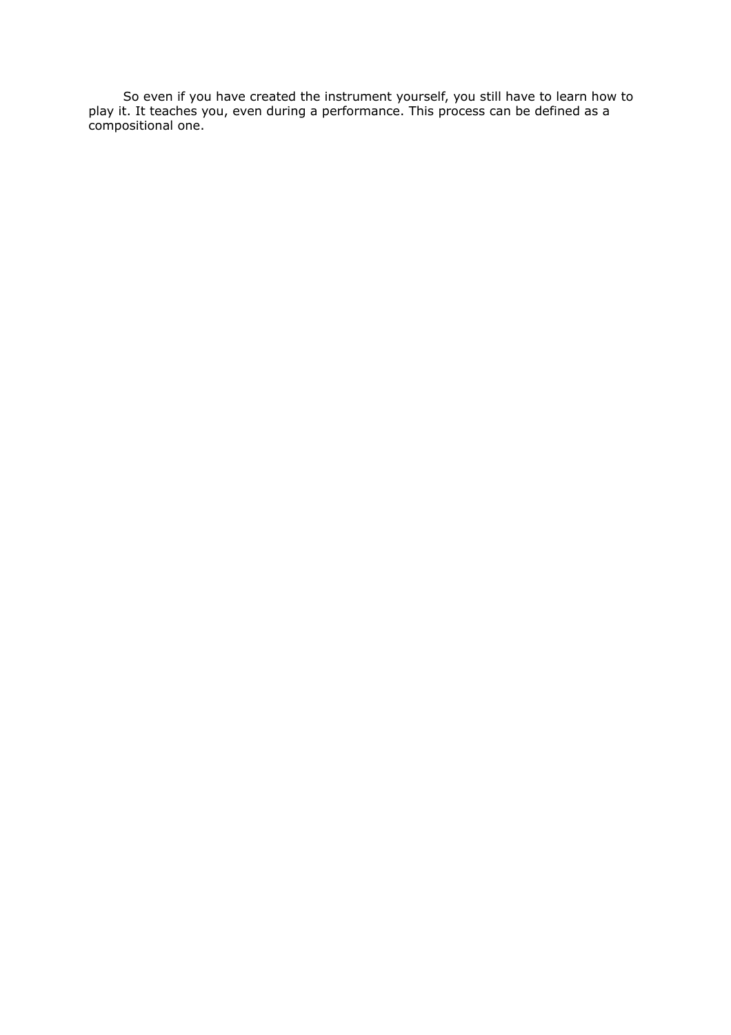So even if you have created the instrument yourself, you still have to learn how to play it. It teaches you, even during a performance. This process can be defined as a compositional one.